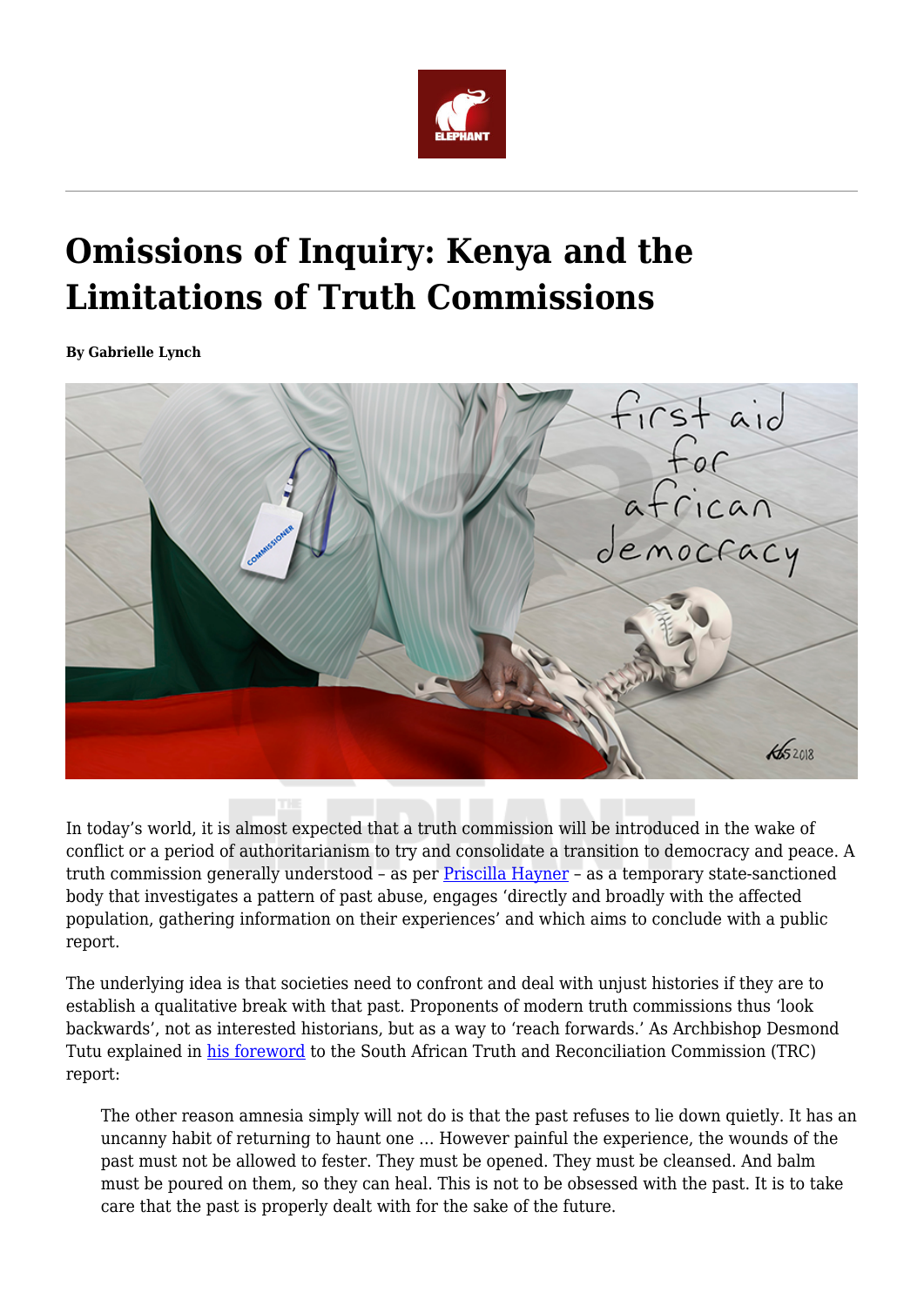# Omissions of Inquiry: Kenya and the Limitations of Truth Commissions

**By Gabrielle Lynch**

In today's world, it is almost expected that a truth commission will be introduced in the wake of conflict or a period of authoritarianism to try and consolidate a transition to democracy and peace. A truth commission generally understood – as per Priscilla Hayner – as a temporary state-sanctioned body that investigates a pattern of past abuse, engages 'directly and broadly with the affected population, gathering information on their experiences' and which aims to conclude with a public report.

The underlying idea is that societies need to confront and deal with unjust histories if they are to establish a qualitative break with that past. Proponents of modern truth commissions thus 'look backwards', not as interested historians, but as a way to 'reach forwards.' As Archbishop Desmond Tutu explained in his foreword to the South African Truth and Reconciliation Commission (TRC) report:

> The other reason amnesia simply will not do is that the past refuses to lie down quietly. It has an uncanny habit of returning to haunt one … However painful the experience, the wounds of the past must not be allowed to fester. They must be opened. They must be cleansed. And balm must be poured on them, so they can heal. This is not to be obsessed with the past. It is to take care that the past is properly dealt with for the sake of the future.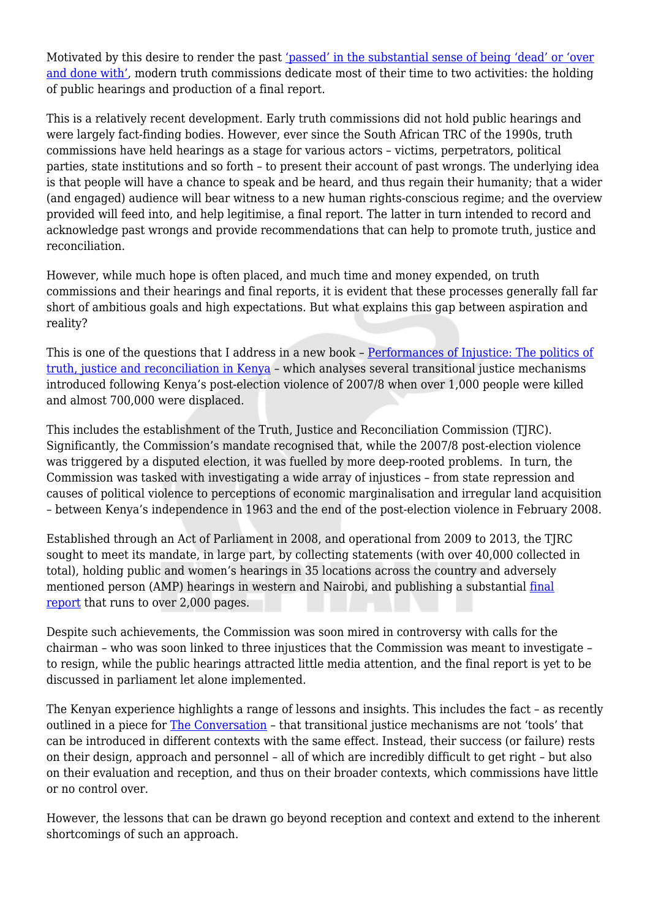Motivated by this desire to render the past 'passed' in the substantial sense of being 'dead' or 'over and done with', modern truth commissions dedicate most of their time to two activities: the holding of public hearings and production of a final report.

This is a relatively recent development. Early truth commissions did not hold public hearings and were largely fact-finding bodies. However, ever since the South African TRC of the 1990s, truth commissions have held hearings as a stage for various actors – victims, perpetrators, political parties, state institutions and so forth – to present their account of past wrongs. The underlying idea is that people will have a chance to speak and be heard, and thus regain their humanity; that a wider (and engaged) audience will bear witness to a new human rights-conscious regime; and the overview provided will feed into, and help legitimise, a final report. The latter in turn intended to record and acknowledge past wrongs and provide recommendations that can help to promote truth, justice and reconciliation.

However, while much hope is often placed, and much time and money expended, on truth commissions and their hearings and final reports, it is evident that these processes generally fall far short of ambitious goals and high expectations. But what explains this gap between aspiration and reality?

This is one of the questions that I address in a new book – Performances of Injustice: The politics of truth, justice and reconciliation in Kenya – which analyses several transitional justice mechanisms introduced following Kenya's post-election violence of 2007/8 when over 1,000 people were killed and almost 700,000 were displaced.

This includes the establishment of the Truth, Justice and Reconciliation Commission (TJRC). Significantly, the Commission's mandate recognised that, while the 2007/8 post-election violence was triggered by a disputed election, it was fuelled by more deep-rooted problems. In turn, the Commission was tasked with investigating a wide array of injustices – from state repression and causes of political violence to perceptions of economic marginalisation and irregular land acquisition – between Kenya's independence in 1963 and the end of the post-election violence in February 2008.

Established through an Act of Parliament in 2008, and operational from 2009 to 2013, the TJRC sought to meet its mandate, in large part, by collecting statements (with over 40,000 collected in total), holding public and women's hearings in 35 locations across the country and adversely mentioned person (AMP) hearings in western and Nairobi, and publishing a substantial final report that runs to over 2,000 pages.

Despite such achievements, the Commission was soon mired in controversy with calls for the chairman – who was soon linked to three injustices that the Commission was meant to investigate – to resign, while the public hearings attracted little media attention, and the final report is yet to be discussed in parliament let alone implemented.

The Kenyan experience highlights a range of lessons and insights. This includes the fact – as recently outlined in a piece for The Conversation – that transitional justice mechanisms are not 'tools' that can be introduced in different contexts with the same effect. Instead, their success (or failure) rests on their design, approach and personnel – all of which are incredibly difficult to get right – but also on their evaluation and reception, and thus on their broader contexts, which commissions have little or no control over.

However, the lessons that can be drawn go beyond reception and context and extend to the inherent shortcomings of such an approach.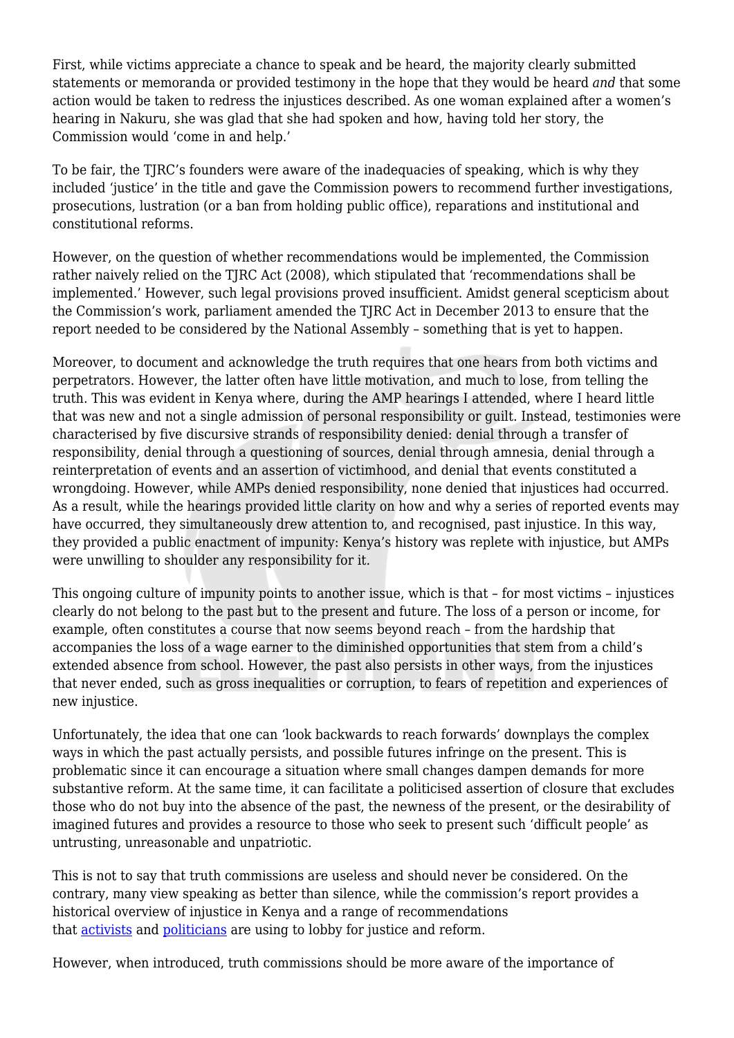First, while victims appreciate a chance to speak and be heard, the majority clearly submitted statements or memoranda or provided testimony in the hope that they would be heard *and* that some action would be taken to redress the injustices described. As one woman explained after a women's hearing in Nakuru, she was glad that she had spoken and how, having told her story, the Commission would 'come in and help.'

To be fair, the TJRC's founders were aware of the inadequacies of speaking, which is why they included 'justice' in the title and gave the Commission powers to recommend further investigations, prosecutions, lustration (or a ban from holding public office), reparations and institutional and constitutional reforms.

However, on the question of whether recommendations would be implemented, the Commission rather naively relied on the TJRC Act (2008), which stipulated that 'recommendations shall be implemented.' However, such legal provisions proved insufficient. Amidst general scepticism about the Commission's work, parliament amended the TJRC Act in December 2013 to ensure that the report needed to be considered by the National Assembly – something that is yet to happen.

Moreover, to document and acknowledge the truth requires that one hears from both victims and perpetrators. However, the latter often have little motivation, and much to lose, from telling the truth. This was evident in Kenya where, during the AMP hearings I attended, where I heard little that was new and not a single admission of personal responsibility or guilt. Instead, testimonies were characterised by five discursive strands of responsibility denied: denial through a transfer of responsibility, denial through a questioning of sources, denial through amnesia, denial through a reinterpretation of events and an assertion of victimhood, and denial that events constituted a wrongdoing. However, while AMPs denied responsibility, none denied that injustices had occurred. As a result, while the hearings provided little clarity on how and why a series of reported events may have occurred, they simultaneously drew attention to, and recognised, past injustice. In this way, they provided a public enactment of impunity: Kenya's history was replete with injustice, but AMPs were unwilling to shoulder any responsibility for it.

This ongoing culture of impunity points to another issue, which is that – for most victims – injustices clearly do not belong to the past but to the present and future. The loss of a person or income, for example, often constitutes a course that now seems beyond reach – from the hardship that accompanies the loss of a wage earner to the diminished opportunities that stem from a child's extended absence from school. However, the past also persists in other ways, from the injustices that never ended, such as gross inequalities or corruption, to fears of repetition and experiences of new injustice.

Unfortunately, the idea that one can 'look backwards to reach forwards' downplays the complex ways in which the past actually persists, and possible futures infringe on the present. This is problematic since it can encourage a situation where small changes dampen demands for more substantive reform. At the same time, it can facilitate a politicised assertion of closure that excludes those who do not buy into the absence of the past, the newness of the present, or the desirability of imagined futures and provides a resource to those who seek to present such 'difficult people' as untrusting, unreasonable and unpatriotic.

This is not to say that truth commissions are useless and should never be considered. On the contrary, many view speaking as better than silence, while the commission's report provides a historical overview of injustice in Kenya and a range of recommendations that [activists]() and [politicians]() are using to lobby for justice and reform.

However, when introduced, truth commissions should be more aware of the importance of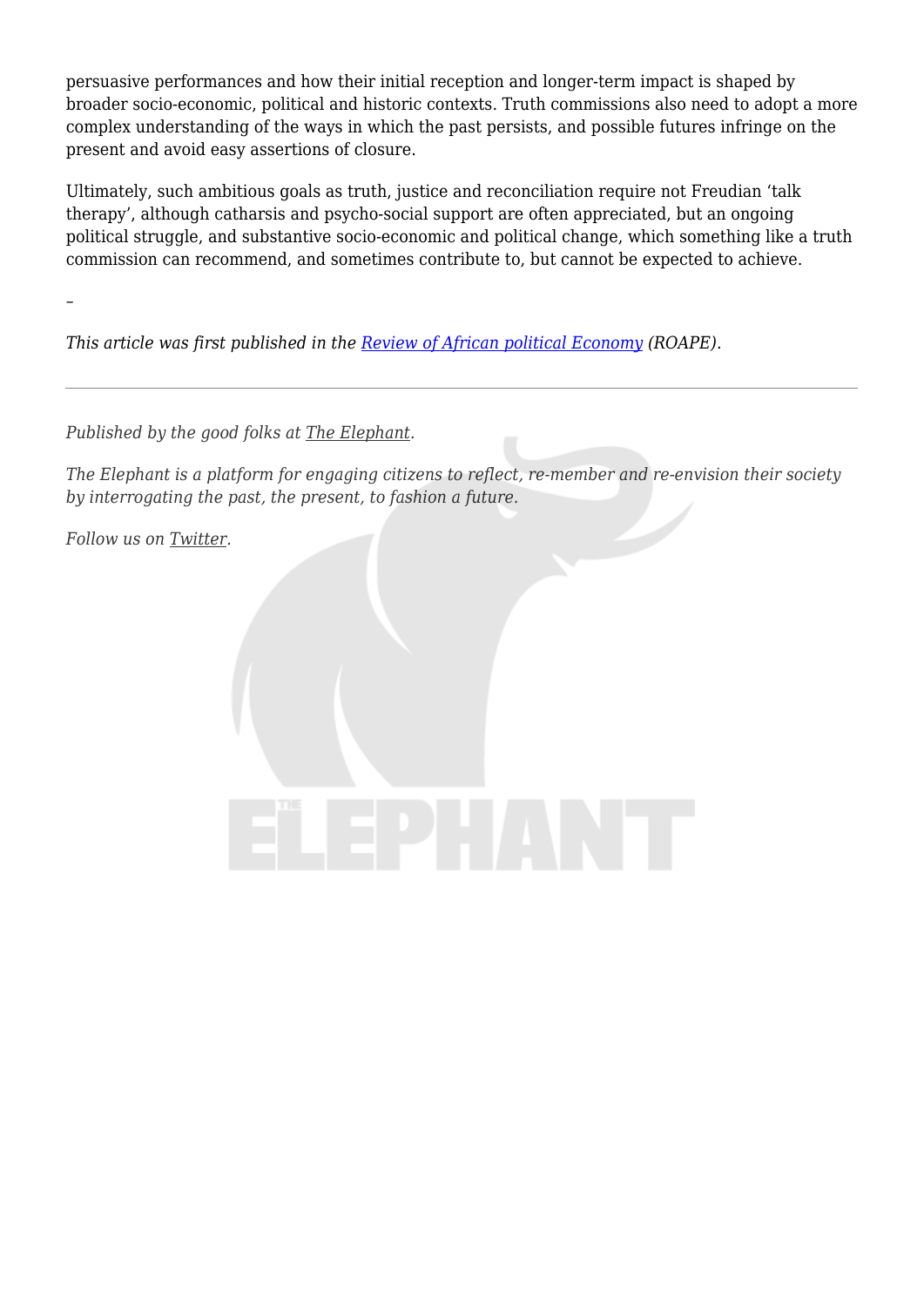persuasive performances and how their initial reception and longer-term impact is shaped by broader socio-economic, political and historic contexts. Truth commissions also need to adopt a more complex understanding of the ways in which the past persists, and possible futures infringe on the present and avoid easy assertions of closure.

Ultimately, such ambitious goals as truth, justice and reconciliation require not Freudian 'talk therapy', although catharsis and psycho-social support are often appreciated, but an ongoing political struggle, and substantive socio-economic and political change, which something like a truth commission can recommend, and sometimes contribute to, but cannot be expected to achieve.

–

*This article was first published in the Review of African political Economy (ROAPE).*

---

*Published by the good folks at The Elephant.*

*The Elephant is a platform for engaging citizens to reflect, re-member and re-envision their society by interrogating the past, the present, to fashion a future.*

*Follow us on Twitter.*